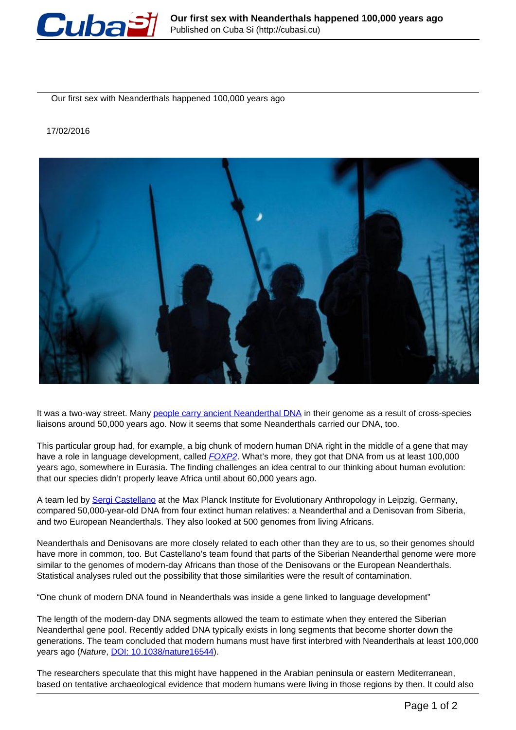# Our first sex with Neanderthals happened 100,000 years ago

17/02/2016

It was a two-way street. Many people carry ancient Neanderthal DNA in their genome as a result of cross-species liaisons around 50,000 years ago. Now it seems that some Neanderthals carried our DNA, too.

This particular group had, for example, a big chunk of modern human DNA right in the middle of a gene that may have a role in language development, called *FOXP2*. What's more, they got that DNA from us at least 100,000 years ago, somewhere in Eurasia. The finding challenges an idea central to our thinking about human evolution: that our species didn't properly leave Africa until about 60,000 years ago.

A team led by Sergi Castellano at the Max Planck Institute for Evolutionary Anthropology in Leipzig, Germany, compared 50,000-year-old DNA from four extinct human relatives: a Neanderthal and a Denisovan from Siberia, and two European Neanderthals. They also looked at 500 genomes from living Africans.

Neanderthals and Denisovans are more closely related to each other than they are to us, so their genomes should have more in common, too. But Castellano's team found that parts of the Siberian Neanderthal genome were more similar to the genomes of modern-day Africans than those of the Denisovans or the European Neanderthals. Statistical analyses ruled out the possibility that those similarities were the result of contamination.

"One chunk of modern DNA found in Neanderthals was inside a gene linked to language development"

The length of the modern-day DNA segments allowed the team to estimate when they entered the Siberian Neanderthal gene pool. Recently added DNA typically exists in long segments that become shorter down the generations. The team concluded that modern humans must have first interbred with Neanderthals at least 100,000 years ago (*Nature*, DOI: 10.1038/nature16544).

The researchers speculate that this might have happened in the Arabian peninsula or eastern Mediterranean, based on tentative archaeological evidence that modern humans were living in those regions by then. It could also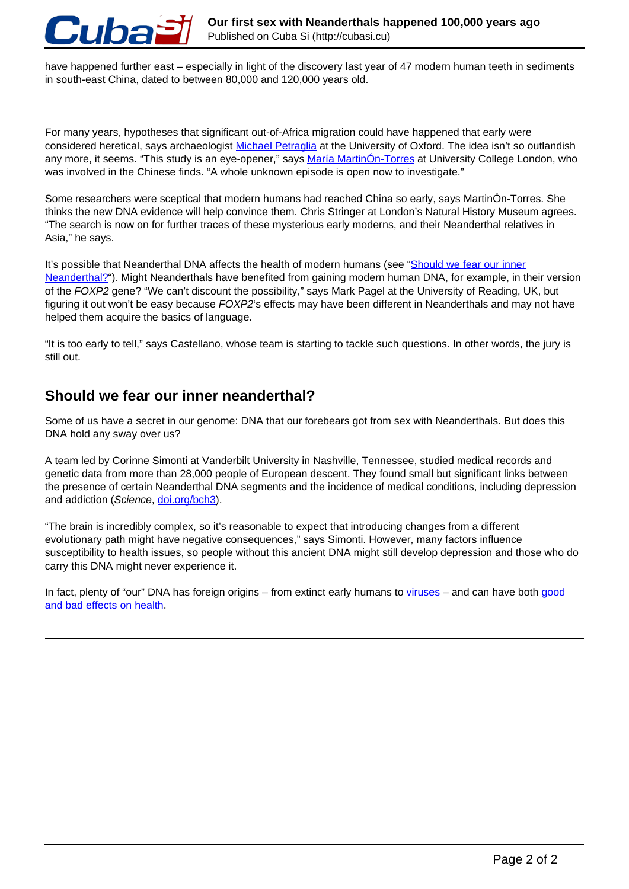have happened further east – especially in light of the discovery last year of 47 modern human teeth in sediments in south-east China, dated to between 80,000 and 120,000 years old.

For many years, hypotheses that significant out-of-Africa migration could have happened that early were considered heretical, says archaeologist Michael Petraglia at the University of Oxford. The idea isn't so outlandish any more, it seems. "This study is an eye-opener," says María MartinÓn-Torres at University College London, who was involved in the Chinese finds. "A whole unknown episode is open now to investigate."

Some researchers were sceptical that modern humans had reached China so early, says MartinÓn-Torres. She thinks the new DNA evidence will help convince them. Chris Stringer at London's Natural History Museum agrees. "The search is now on for further traces of these mysterious early moderns, and their Neanderthal relatives in Asia," he says.

It's possible that Neanderthal DNA affects the health of modern humans (see "Should we fear our inner Neanderthal?"). Might Neanderthals have benefited from gaining modern human DNA, for example, in their version of the *FOXP2* gene? "We can't discount the possibility," says Mark Pagel at the University of Reading, UK, but figuring it out won't be easy because *FOXP2*'s effects may have been different in Neanderthals and may not have helped them acquire the basics of language.

"It is too early to tell," says Castellano, whose team is starting to tackle such questions. In other words, the jury is still out.

## Should we fear our inner neanderthal?

Some of us have a secret in our genome: DNA that our forebears got from sex with Neanderthals. But does this DNA hold any sway over us?

A team led by Corinne Simonti at Vanderbilt University in Nashville, Tennessee, studied medical records and genetic data from more than 28,000 people of European descent. They found small but significant links between the presence of certain Neanderthal DNA segments and the incidence of medical conditions, including depression and addiction (*Science*, doi.org/bch3).

"The brain is incredibly complex, so it's reasonable to expect that introducing changes from a different evolutionary path might have negative consequences," says Simonti. However, many factors influence susceptibility to health issues, so people without this ancient DNA might still develop depression and those who do carry this DNA might never experience it.

In fact, plenty of "our" DNA has foreign origins – from extinct early humans to viruses – and can have both good and bad effects on health.